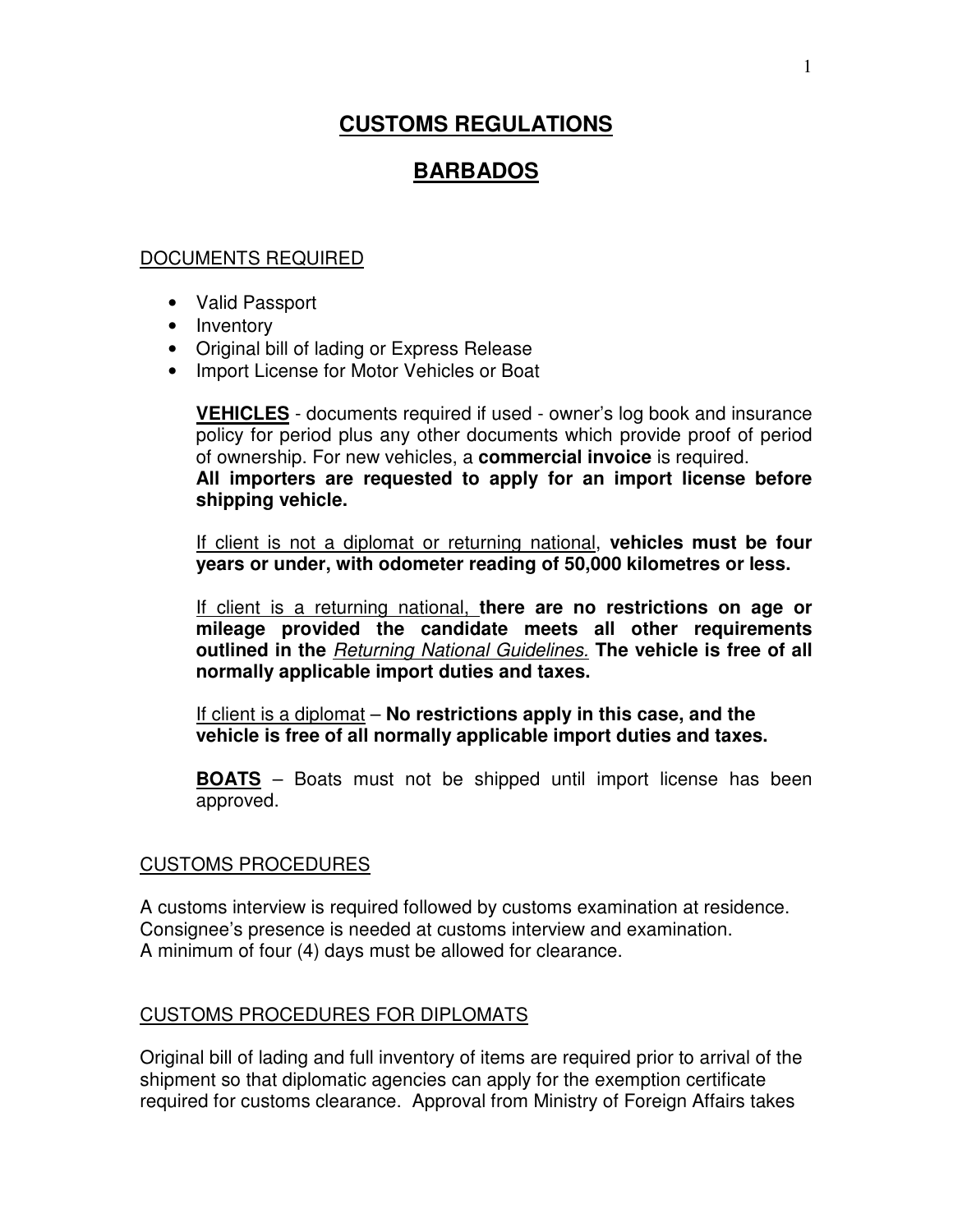# CUSTOMS REGULATIONS

# BARBADOS

## DOCUMENTS REQUIRED

- Valid Passport
- Inventory
- Original bill of lading or Express Release
- Import License for Motor Vehicles or Boat

  **VEHICLES** - documents required if used - owner's log book and insurance policy for period plus any other documents which provide proof of period of ownership. For new vehicles, a **commercial invoice** is required.
  **All importers are requested to apply for an import license before shipping vehicle.**

  If client is not a diplomat or returning national, **vehicles must be four years or under, with odometer reading of 50,000 kilometres or less.**

  If client is a returning national, **there are no restrictions on age or mileage provided the candidate meets all other requirements outlined in the** ***Returning National Guidelines.*** **The vehicle is free of all normally applicable import duties and taxes.**

  If client is a diplomat – **No restrictions apply in this case, and the vehicle is free of all normally applicable import duties and taxes.**

  **BOATS** – Boats must not be shipped until import license has been approved.

## CUSTOMS PROCEDURES

A customs interview is required followed by customs examination at residence.
Consignee's presence is needed at customs interview and examination.
A minimum of four (4) days must be allowed for clearance.

## CUSTOMS PROCEDURES FOR DIPLOMATS

Original bill of lading and full inventory of items are required prior to arrival of the shipment so that diplomatic agencies can apply for the exemption certificate required for customs clearance. Approval from Ministry of Foreign Affairs takes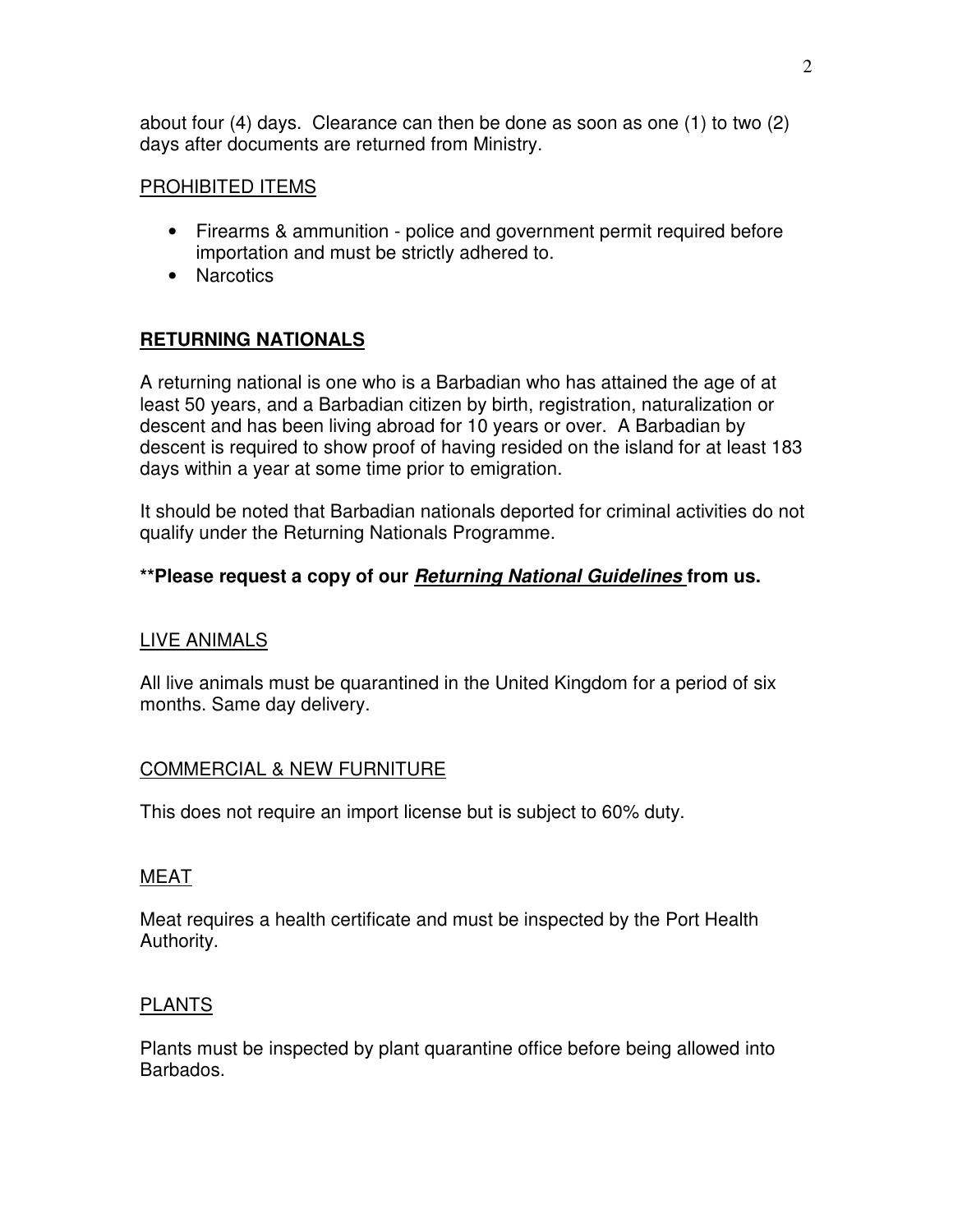about four (4) days. Clearance can then be done as soon as one (1) to two (2) days after documents are returned from Ministry.

PROHIBITED ITEMS

- Firearms & ammunition - police and government permit required before importation and must be strictly adhered to.
- Narcotics

## **RETURNING NATIONALS**

A returning national is one who is a Barbadian who has attained the age of at least 50 years, and a Barbadian citizen by birth, registration, naturalization or descent and has been living abroad for 10 years or over. A Barbadian by descent is required to show proof of having resided on the island for at least 183 days within a year at some time prior to emigration.

It should be noted that Barbadian nationals deported for criminal activities do not qualify under the Returning Nationals Programme.

**\*\*Please request a copy of our *Returning National Guidelines* from us.**

LIVE ANIMALS

All live animals must be quarantined in the United Kingdom for a period of six months. Same day delivery.

COMMERCIAL & NEW FURNITURE

This does not require an import license but is subject to 60% duty.

MEAT

Meat requires a health certificate and must be inspected by the Port Health Authority.

PLANTS

Plants must be inspected by plant quarantine office before being allowed into Barbados.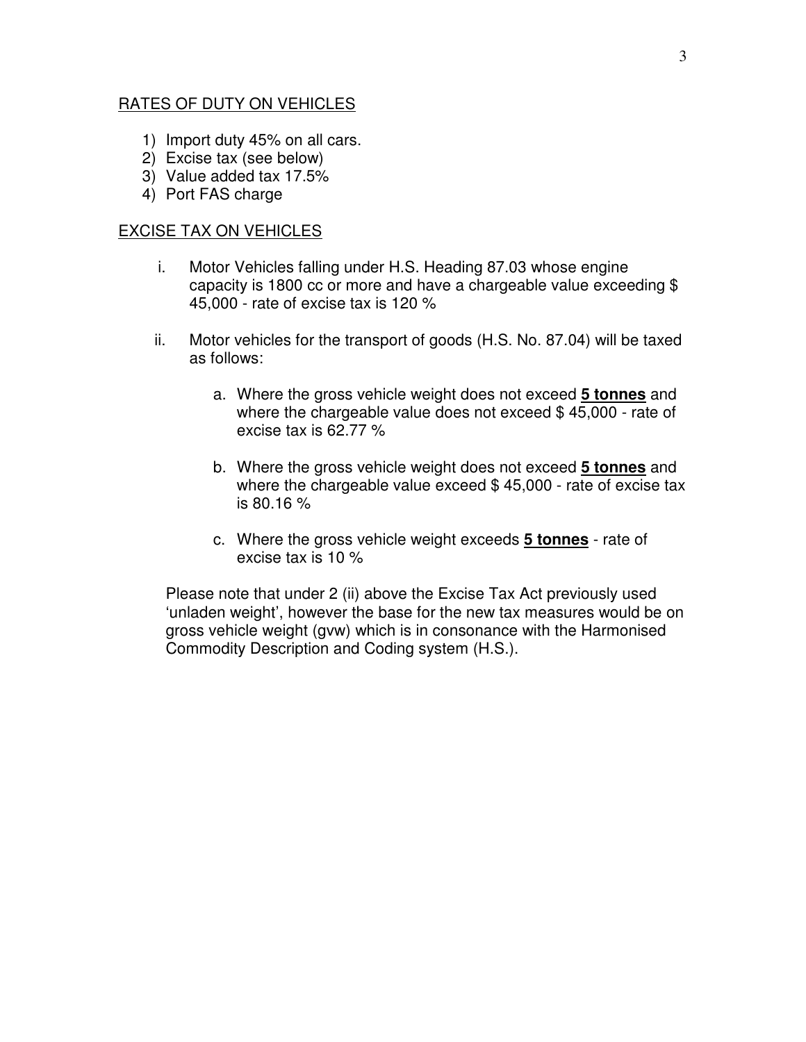<u>RATES OF DUTY ON VEHICLES</u>

1) Import duty 45% on all cars.
2) Excise tax (see below)
3) Value added tax 17.5%
4) Port FAS charge

<u>EXCISE TAX ON VEHICLES</u>

i. Motor Vehicles falling under H.S. Heading 87.03 whose engine capacity is 1800 cc or more and have a chargeable value exceeding $ 45,000 - rate of excise tax is 120 %

ii. Motor vehicles for the transport of goods (H.S. No. 87.04) will be taxed as follows:

   a. Where the gross vehicle weight does not exceed **<u>5 tonnes</u>** and where the chargeable value does not exceed $ 45,000 - rate of excise tax is 62.77 %

   b. Where the gross vehicle weight does not exceed **<u>5 tonnes</u>** and where the chargeable value exceed $ 45,000 - rate of excise tax is 80.16 %

   c. Where the gross vehicle weight exceeds **<u>5 tonnes</u>** - rate of excise tax is 10 %

Please note that under 2 (ii) above the Excise Tax Act previously used 'unladen weight', however the base for the new tax measures would be on gross vehicle weight (gvw) which is in consonance with the Harmonised Commodity Description and Coding system (H.S.).